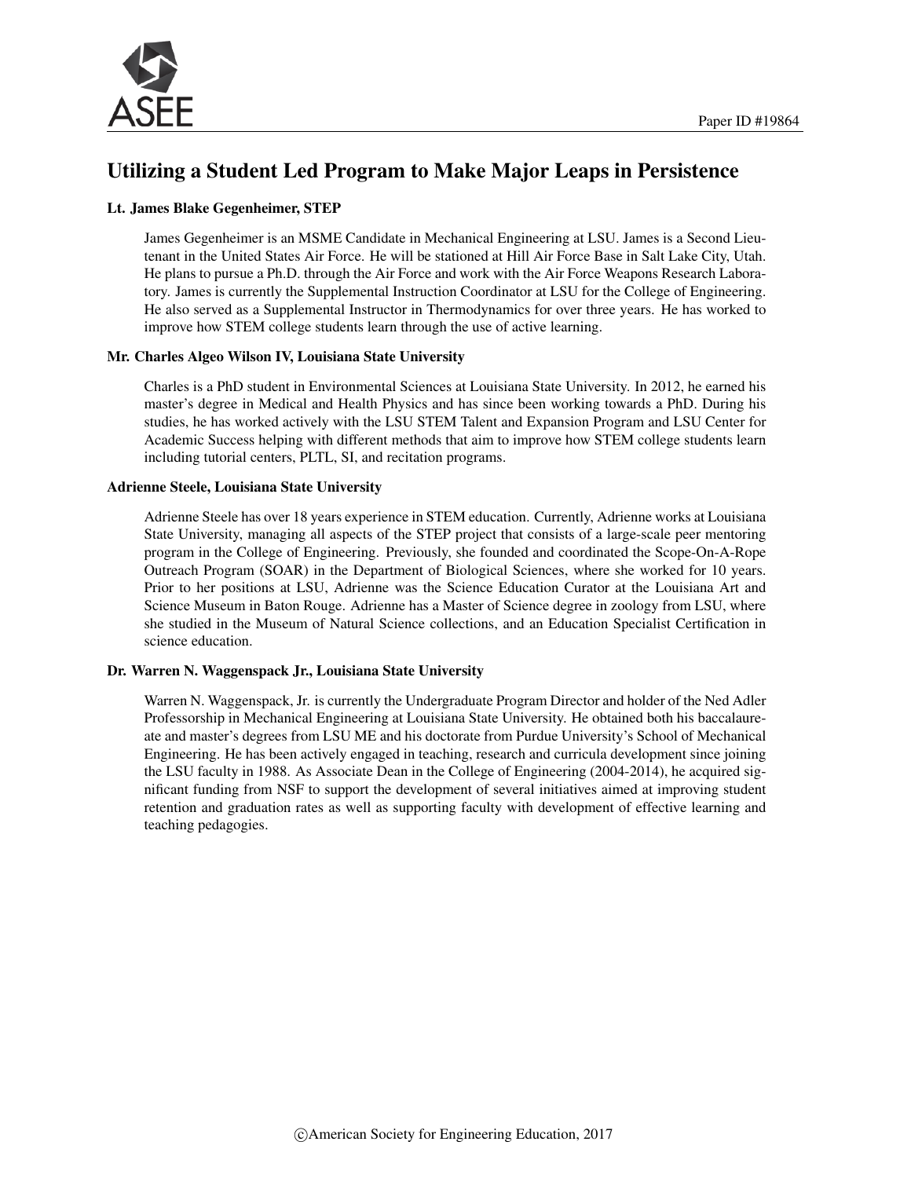Paper ID #19864

# Utilizing a Student Led Program to Make Major Leaps in Persistence

**Lt. James Blake Gegenheimer, STEP**

James Gegenheimer is an MSME Candidate in Mechanical Engineering at LSU. James is a Second Lieutenant in the United States Air Force. He will be stationed at Hill Air Force Base in Salt Lake City, Utah. He plans to pursue a Ph.D. through the Air Force and work with the Air Force Weapons Research Laboratory. James is currently the Supplemental Instruction Coordinator at LSU for the College of Engineering. He also served as a Supplemental Instructor in Thermodynamics for over three years. He has worked to improve how STEM college students learn through the use of active learning.

**Mr. Charles Algeo Wilson IV, Louisiana State University**

Charles is a PhD student in Environmental Sciences at Louisiana State University. In 2012, he earned his master's degree in Medical and Health Physics and has since been working towards a PhD. During his studies, he has worked actively with the LSU STEM Talent and Expansion Program and LSU Center for Academic Success helping with different methods that aim to improve how STEM college students learn including tutorial centers, PLTL, SI, and recitation programs.

**Adrienne Steele, Louisiana State University**

Adrienne Steele has over 18 years experience in STEM education. Currently, Adrienne works at Louisiana State University, managing all aspects of the STEP project that consists of a large-scale peer mentoring program in the College of Engineering. Previously, she founded and coordinated the Scope-On-A-Rope Outreach Program (SOAR) in the Department of Biological Sciences, where she worked for 10 years. Prior to her positions at LSU, Adrienne was the Science Education Curator at the Louisiana Art and Science Museum in Baton Rouge. Adrienne has a Master of Science degree in zoology from LSU, where she studied in the Museum of Natural Science collections, and an Education Specialist Certification in science education.

**Dr. Warren N. Waggenspack Jr., Louisiana State University**

Warren N. Waggenspack, Jr. is currently the Undergraduate Program Director and holder of the Ned Adler Professorship in Mechanical Engineering at Louisiana State University. He obtained both his baccalaureate and master's degrees from LSU ME and his doctorate from Purdue University's School of Mechanical Engineering. He has been actively engaged in teaching, research and curricula development since joining the LSU faculty in 1988. As Associate Dean in the College of Engineering (2004-2014), he acquired significant funding from NSF to support the development of several initiatives aimed at improving student retention and graduation rates as well as supporting faculty with development of effective learning and teaching pedagogies.

©American Society for Engineering Education, 2017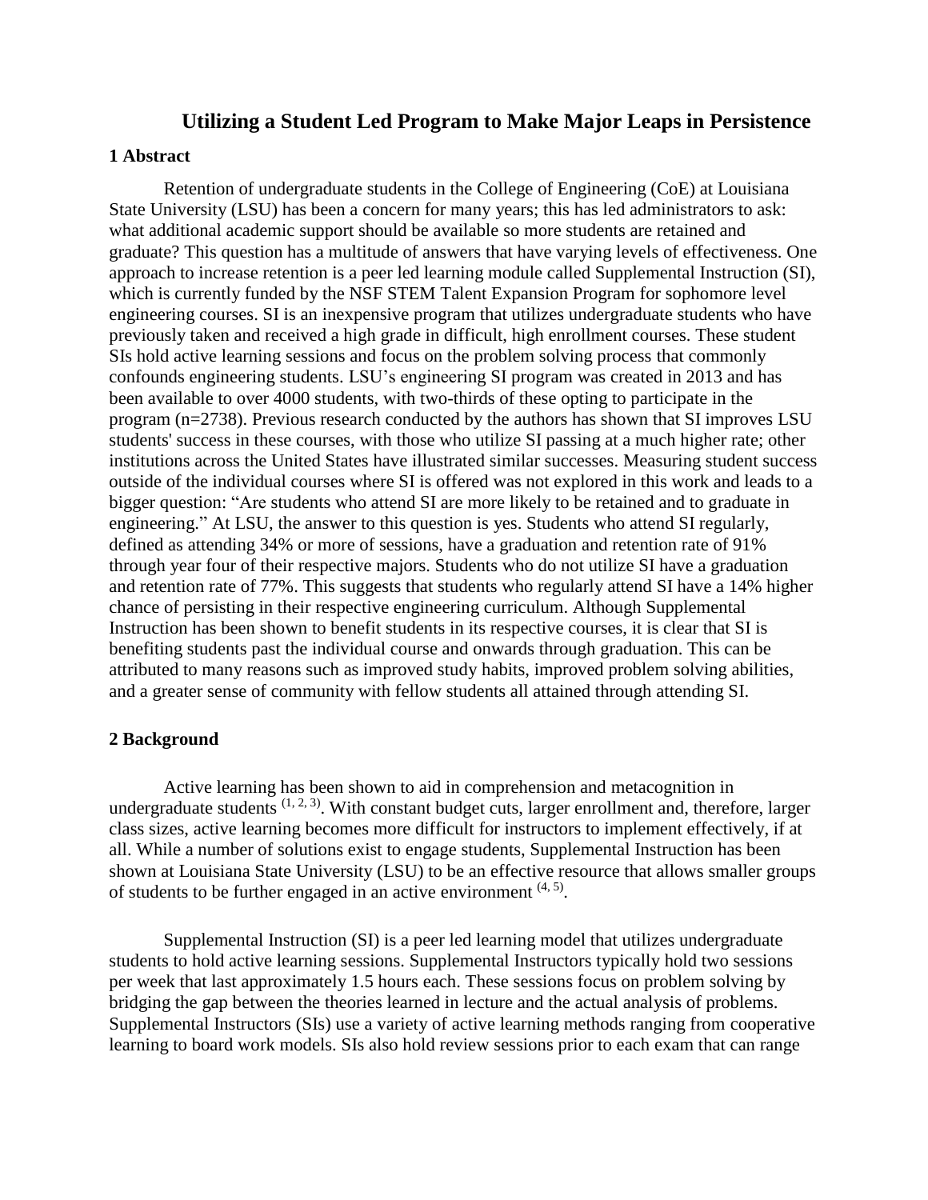# Utilizing a Student Led Program to Make Major Leaps in Persistence

## 1 Abstract

Retention of undergraduate students in the College of Engineering (CoE) at Louisiana State University (LSU) has been a concern for many years; this has led administrators to ask: what additional academic support should be available so more students are retained and graduate? This question has a multitude of answers that have varying levels of effectiveness. One approach to increase retention is a peer led learning module called Supplemental Instruction (SI), which is currently funded by the NSF STEM Talent Expansion Program for sophomore level engineering courses. SI is an inexpensive program that utilizes undergraduate students who have previously taken and received a high grade in difficult, high enrollment courses. These student SIs hold active learning sessions and focus on the problem solving process that commonly confounds engineering students. LSU's engineering SI program was created in 2013 and has been available to over 4000 students, with two-thirds of these opting to participate in the program (n=2738). Previous research conducted by the authors has shown that SI improves LSU students' success in these courses, with those who utilize SI passing at a much higher rate; other institutions across the United States have illustrated similar successes. Measuring student success outside of the individual courses where SI is offered was not explored in this work and leads to a bigger question: "Are students who attend SI are more likely to be retained and to graduate in engineering." At LSU, the answer to this question is yes. Students who attend SI regularly, defined as attending 34% or more of sessions, have a graduation and retention rate of 91% through year four of their respective majors. Students who do not utilize SI have a graduation and retention rate of 77%. This suggests that students who regularly attend SI have a 14% higher chance of persisting in their respective engineering curriculum. Although Supplemental Instruction has been shown to benefit students in its respective courses, it is clear that SI is benefiting students past the individual course and onwards through graduation. This can be attributed to many reasons such as improved study habits, improved problem solving abilities, and a greater sense of community with fellow students all attained through attending SI.

## 2 Background

Active learning has been shown to aid in comprehension and metacognition in undergraduate students [1, 2, 3]. With constant budget cuts, larger enrollment and, therefore, larger class sizes, active learning becomes more difficult for instructors to implement effectively, if at all. While a number of solutions exist to engage students, Supplemental Instruction has been shown at Louisiana State University (LSU) to be an effective resource that allows smaller groups of students to be further engaged in an active environment [4, 5].

Supplemental Instruction (SI) is a peer led learning model that utilizes undergraduate students to hold active learning sessions. Supplemental Instructors typically hold two sessions per week that last approximately 1.5 hours each. These sessions focus on problem solving by bridging the gap between the theories learned in lecture and the actual analysis of problems. Supplemental Instructors (SIs) use a variety of active learning methods ranging from cooperative learning to board work models. SIs also hold review sessions prior to each exam that can range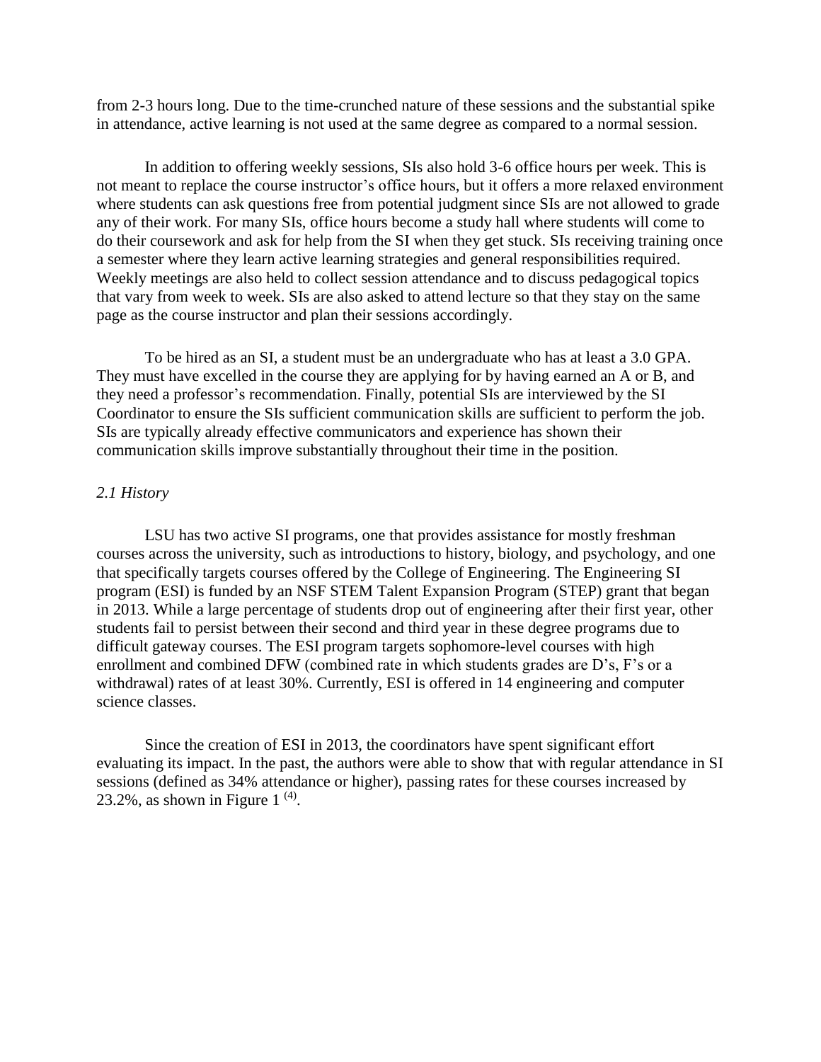from 2-3 hours long. Due to the time-crunched nature of these sessions and the substantial spike in attendance, active learning is not used at the same degree as compared to a normal session.

In addition to offering weekly sessions, SIs also hold 3-6 office hours per week. This is not meant to replace the course instructor's office hours, but it offers a more relaxed environment where students can ask questions free from potential judgment since SIs are not allowed to grade any of their work. For many SIs, office hours become a study hall where students will come to do their coursework and ask for help from the SI when they get stuck. SIs receiving training once a semester where they learn active learning strategies and general responsibilities required. Weekly meetings are also held to collect session attendance and to discuss pedagogical topics that vary from week to week. SIs are also asked to attend lecture so that they stay on the same page as the course instructor and plan their sessions accordingly.

To be hired as an SI, a student must be an undergraduate who has at least a 3.0 GPA. They must have excelled in the course they are applying for by having earned an A or B, and they need a professor's recommendation. Finally, potential SIs are interviewed by the SI Coordinator to ensure the SIs sufficient communication skills are sufficient to perform the job. SIs are typically already effective communicators and experience has shown their communication skills improve substantially throughout their time in the position.

*2.1 History*

LSU has two active SI programs, one that provides assistance for mostly freshman courses across the university, such as introductions to history, biology, and psychology, and one that specifically targets courses offered by the College of Engineering. The Engineering SI program (ESI) is funded by an NSF STEM Talent Expansion Program (STEP) grant that began in 2013. While a large percentage of students drop out of engineering after their first year, other students fail to persist between their second and third year in these degree programs due to difficult gateway courses. The ESI program targets sophomore-level courses with high enrollment and combined DFW (combined rate in which students grades are D's, F's or a withdrawal) rates of at least 30%. Currently, ESI is offered in 14 engineering and computer science classes.

Since the creation of ESI in 2013, the coordinators have spent significant effort evaluating its impact. In the past, the authors were able to show that with regular attendance in SI sessions (defined as 34% attendance or higher), passing rates for these courses increased by 23.2%, as shown in Figure 1 [(4)].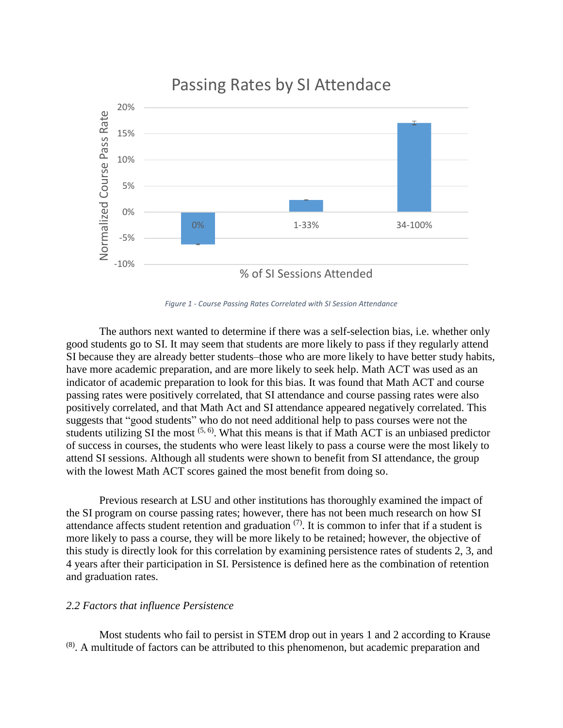Passing Rates by SI Attendace

Normalized Course Pass Rate

20%
15%
10%
5%
0%
-5%
-10%

0%
1-33%
34-100%

% of SI Sessions Attended

*Figure 1 - Course Passing Rates Correlated with SI Session Attendance*

The authors next wanted to determine if there was a self-selection bias, i.e. whether only good students go to SI. It may seem that students are more likely to pass if they regularly attend SI because they are already better students–those who are more likely to have better study habits, have more academic preparation, and are more likely to seek help. Math ACT was used as an indicator of academic preparation to look for this bias. It was found that Math ACT and course passing rates were positively correlated, that SI attendance and course passing rates were also positively correlated, and that Math Act and SI attendance appeared negatively correlated. This suggests that "good students" who do not need additional help to pass courses were not the students utilizing SI the most [5, 6]. What this means is that if Math ACT is an unbiased predictor of success in courses, the students who were least likely to pass a course were the most likely to attend SI sessions. Although all students were shown to benefit from SI attendance, the group with the lowest Math ACT scores gained the most benefit from doing so.

Previous research at LSU and other institutions has thoroughly examined the impact of the SI program on course passing rates; however, there has not been much research on how SI attendance affects student retention and graduation [7]. It is common to infer that if a student is more likely to pass a course, they will be more likely to be retained; however, the objective of this study is directly look for this correlation by examining persistence rates of students 2, 3, and 4 years after their participation in SI. Persistence is defined here as the combination of retention and graduation rates.

### *2.2 Factors that influence Persistence*

Most students who fail to persist in STEM drop out in years 1 and 2 according to Krause [8]. A multitude of factors can be attributed to this phenomenon, but academic preparation and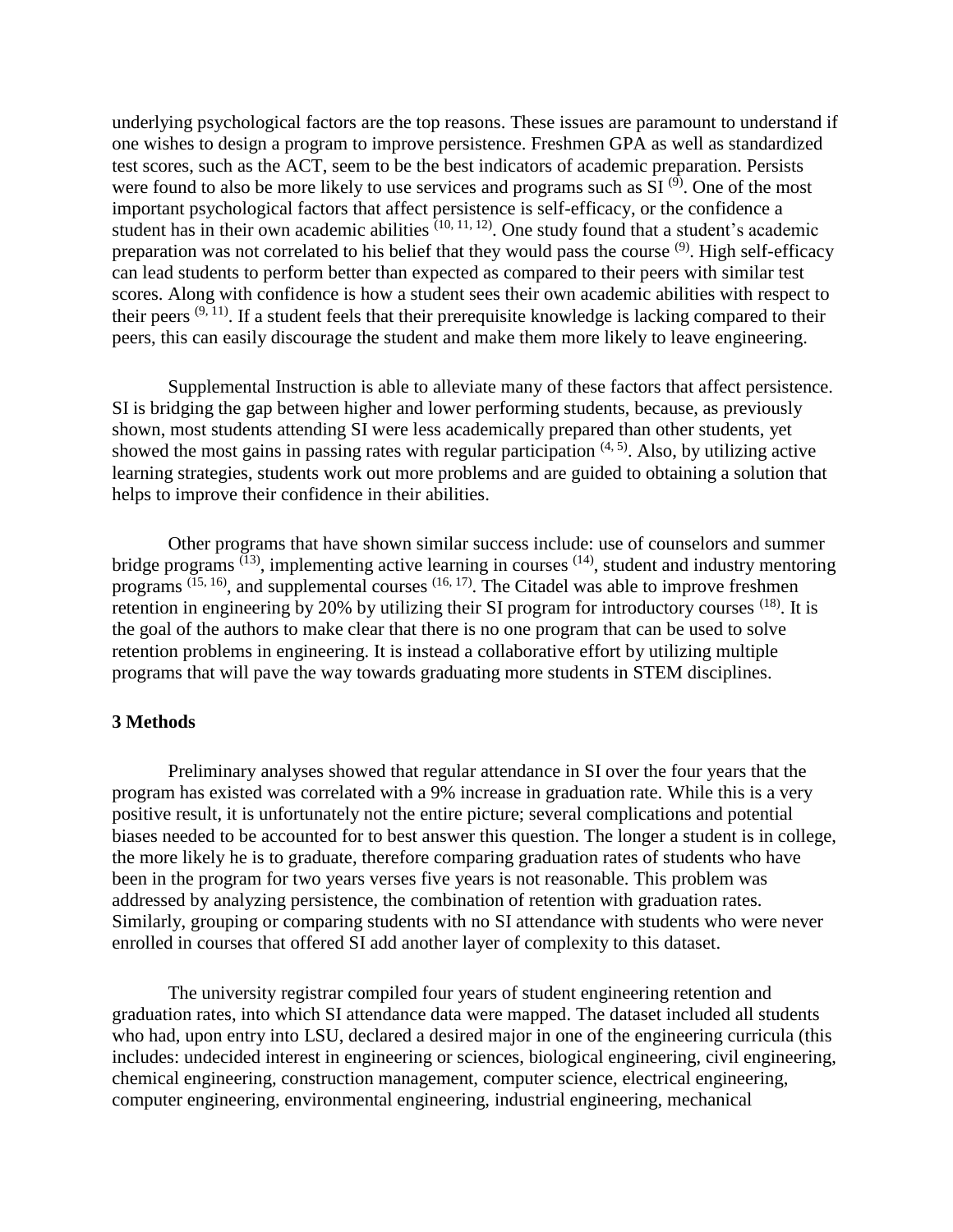underlying psychological factors are the top reasons. These issues are paramount to understand if one wishes to design a program to improve persistence. Freshmen GPA as well as standardized test scores, such as the ACT, seem to be the best indicators of academic preparation. Persists were found to also be more likely to use services and programs such as SI [9]. One of the most important psychological factors that affect persistence is self-efficacy, or the confidence a student has in their own academic abilities [10, 11, 12]. One study found that a student's academic preparation was not correlated to his belief that they would pass the course [9]. High self-efficacy can lead students to perform better than expected as compared to their peers with similar test scores. Along with confidence is how a student sees their own academic abilities with respect to their peers [9, 11]. If a student feels that their prerequisite knowledge is lacking compared to their peers, this can easily discourage the student and make them more likely to leave engineering.

Supplemental Instruction is able to alleviate many of these factors that affect persistence. SI is bridging the gap between higher and lower performing students, because, as previously shown, most students attending SI were less academically prepared than other students, yet showed the most gains in passing rates with regular participation [4, 5]. Also, by utilizing active learning strategies, students work out more problems and are guided to obtaining a solution that helps to improve their confidence in their abilities.

Other programs that have shown similar success include: use of counselors and summer bridge programs [13], implementing active learning in courses [14], student and industry mentoring programs [15, 16], and supplemental courses [16, 17]. The Citadel was able to improve freshmen retention in engineering by 20% by utilizing their SI program for introductory courses [18]. It is the goal of the authors to make clear that there is no one program that can be used to solve retention problems in engineering. It is instead a collaborative effort by utilizing multiple programs that will pave the way towards graduating more students in STEM disciplines.

## 3 Methods

Preliminary analyses showed that regular attendance in SI over the four years that the program has existed was correlated with a 9% increase in graduation rate. While this is a very positive result, it is unfortunately not the entire picture; several complications and potential biases needed to be accounted for to best answer this question. The longer a student is in college, the more likely he is to graduate, therefore comparing graduation rates of students who have been in the program for two years verses five years is not reasonable. This problem was addressed by analyzing persistence, the combination of retention with graduation rates. Similarly, grouping or comparing students with no SI attendance with students who were never enrolled in courses that offered SI add another layer of complexity to this dataset.

The university registrar compiled four years of student engineering retention and graduation rates, into which SI attendance data were mapped. The dataset included all students who had, upon entry into LSU, declared a desired major in one of the engineering curricula (this includes: undecided interest in engineering or sciences, biological engineering, civil engineering, chemical engineering, construction management, computer science, electrical engineering, computer engineering, environmental engineering, industrial engineering, mechanical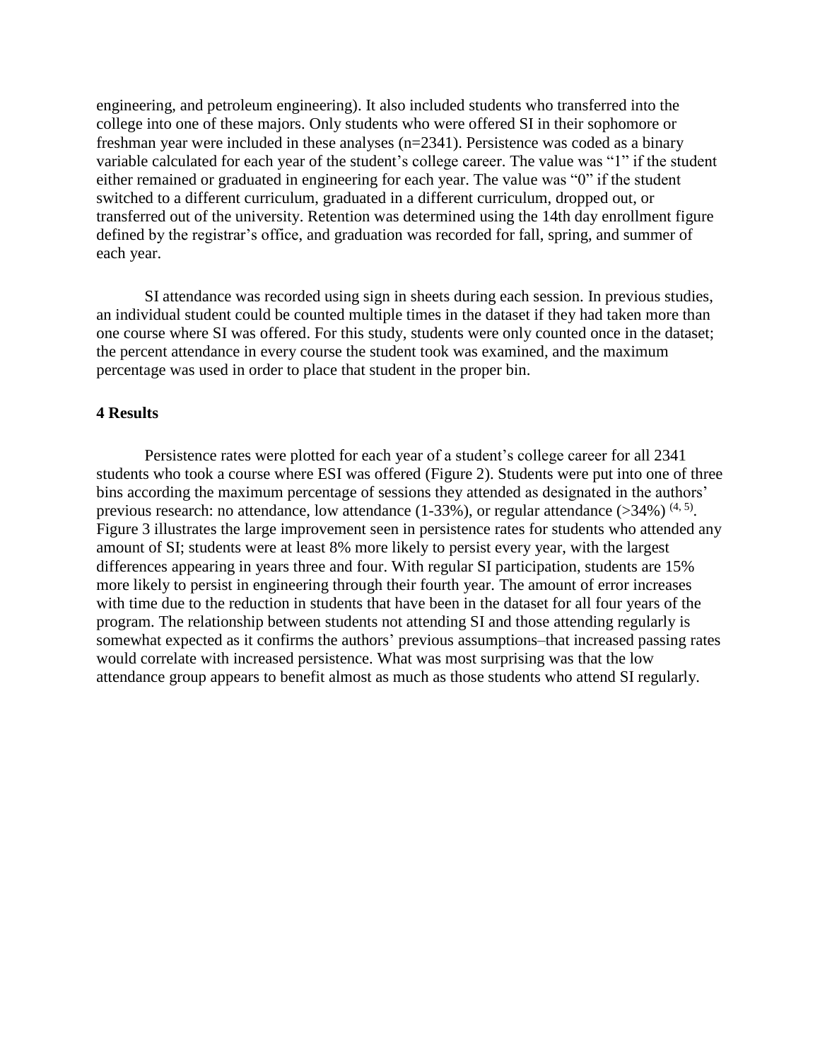engineering, and petroleum engineering). It also included students who transferred into the college into one of these majors. Only students who were offered SI in their sophomore or freshman year were included in these analyses (n=2341). Persistence was coded as a binary variable calculated for each year of the student's college career. The value was "1" if the student either remained or graduated in engineering for each year. The value was "0" if the student switched to a different curriculum, graduated in a different curriculum, dropped out, or transferred out of the university. Retention was determined using the 14th day enrollment figure defined by the registrar's office, and graduation was recorded for fall, spring, and summer of each year.

SI attendance was recorded using sign in sheets during each session. In previous studies, an individual student could be counted multiple times in the dataset if they had taken more than one course where SI was offered. For this study, students were only counted once in the dataset; the percent attendance in every course the student took was examined, and the maximum percentage was used in order to place that student in the proper bin.

## 4 Results

Persistence rates were plotted for each year of a student's college career for all 2341 students who took a course where ESI was offered (Figure 2). Students were put into one of three bins according the maximum percentage of sessions they attended as designated in the authors' previous research: no attendance, low attendance (1-33%), or regular attendance (>34%) [4, 5]. Figure 3 illustrates the large improvement seen in persistence rates for students who attended any amount of SI; students were at least 8% more likely to persist every year, with the largest differences appearing in years three and four. With regular SI participation, students are 15% more likely to persist in engineering through their fourth year. The amount of error increases with time due to the reduction in students that have been in the dataset for all four years of the program. The relationship between students not attending SI and those attending regularly is somewhat expected as it confirms the authors' previous assumptions–that increased passing rates would correlate with increased persistence. What was most surprising was that the low attendance group appears to benefit almost as much as those students who attend SI regularly.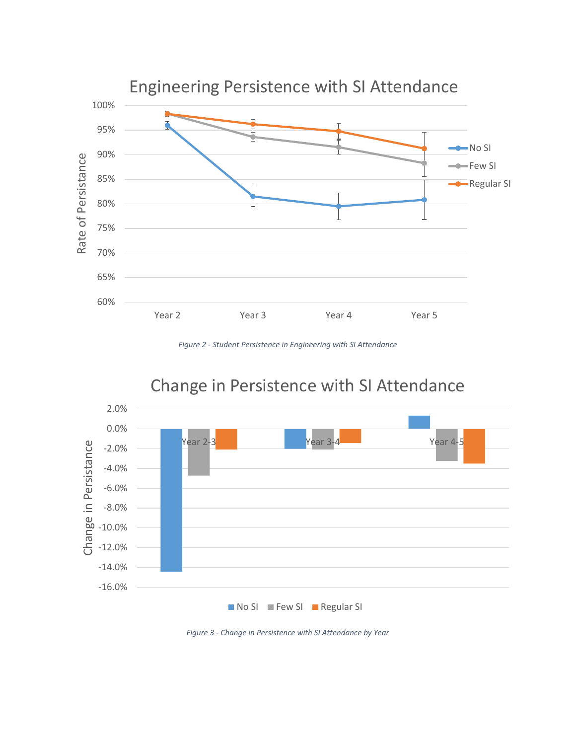Engineering Persistence with SI Attendance

100%
95%
90%
85%
80%
75%
70%
65%
60%

Rate of Persistance

Year 2
Year 3
Year 4
Year 5

No SI
Few SI
Regular SI

*Figure 2 - Student Persistence in Engineering with SI Attendance*

Change in Persistence with SI Attendance

2.0%
0.0%
-2.0%
-4.0%
-6.0%
-8.0%
-10.0%
-12.0%
-14.0%
-16.0%

Change in Persistance

Year 2-3
Year 3-4
Year 4-5

No SI
Few SI
Regular SI

*Figure 3 - Change in Persistence with SI Attendance by Year*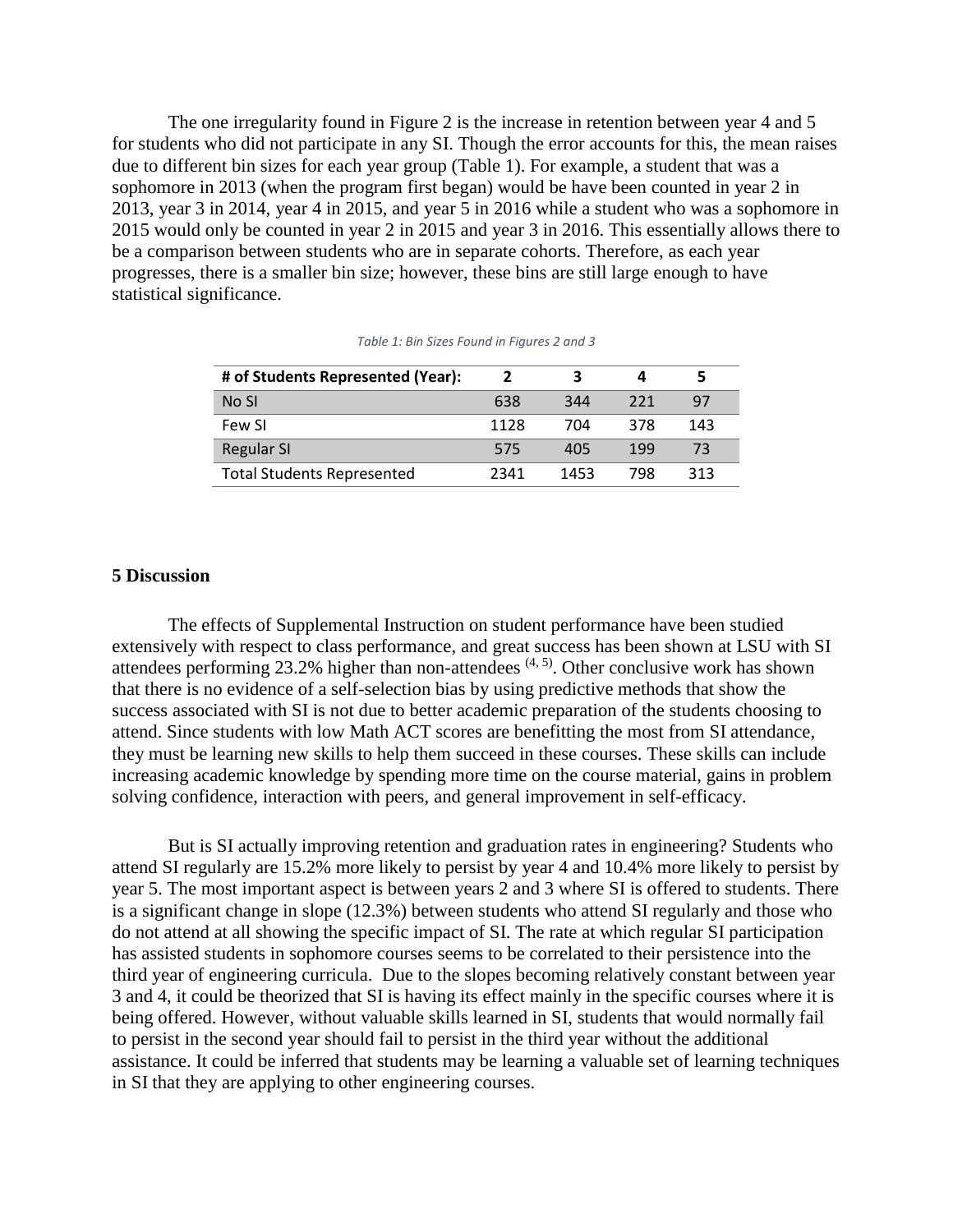The one irregularity found in Figure 2 is the increase in retention between year 4 and 5 for students who did not participate in any SI. Though the error accounts for this, the mean raises due to different bin sizes for each year group (Table 1). For example, a student that was a sophomore in 2013 (when the program first began) would be have been counted in year 2 in 2013, year 3 in 2014, year 4 in 2015, and year 5 in 2016 while a student who was a sophomore in 2015 would only be counted in year 2 in 2015 and year 3 in 2016. This essentially allows there to be a comparison between students who are in separate cohorts. Therefore, as each year progresses, there is a smaller bin size; however, these bins are still large enough to have statistical significance.

*Table 1: Bin Sizes Found in Figures 2 and 3*

| # of Students Represented (Year): | 2 | 3 | 4 | 5 |
|---|---|---|---|---|
| No SI | 638 | 344 | 221 | 97 |
| Few SI | 1128 | 704 | 378 | 143 |
| Regular SI | 575 | 405 | 199 | 73 |
| Total Students Represented | 2341 | 1453 | 798 | 313 |

## 5 Discussion

The effects of Supplemental Instruction on student performance have been studied extensively with respect to class performance, and great success has been shown at LSU with SI attendees performing 23.2% higher than non-attendees [4, 5]. Other conclusive work has shown that there is no evidence of a self-selection bias by using predictive methods that show the success associated with SI is not due to better academic preparation of the students choosing to attend. Since students with low Math ACT scores are benefitting the most from SI attendance, they must be learning new skills to help them succeed in these courses. These skills can include increasing academic knowledge by spending more time on the course material, gains in problem solving confidence, interaction with peers, and general improvement in self-efficacy.

But is SI actually improving retention and graduation rates in engineering? Students who attend SI regularly are 15.2% more likely to persist by year 4 and 10.4% more likely to persist by year 5. The most important aspect is between years 2 and 3 where SI is offered to students. There is a significant change in slope (12.3%) between students who attend SI regularly and those who do not attend at all showing the specific impact of SI. The rate at which regular SI participation has assisted students in sophomore courses seems to be correlated to their persistence into the third year of engineering curricula. Due to the slopes becoming relatively constant between year 3 and 4, it could be theorized that SI is having its effect mainly in the specific courses where it is being offered. However, without valuable skills learned in SI, students that would normally fail to persist in the second year should fail to persist in the third year without the additional assistance. It could be inferred that students may be learning a valuable set of learning techniques in SI that they are applying to other engineering courses.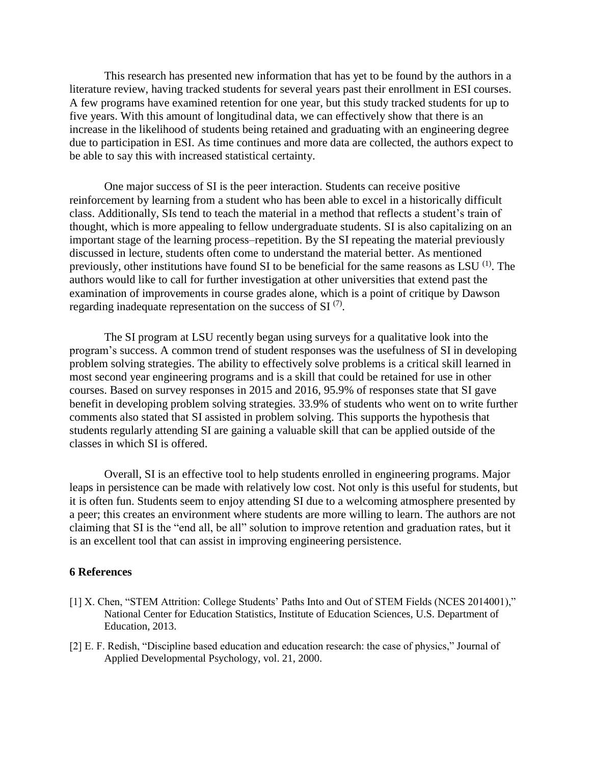This research has presented new information that has yet to be found by the authors in a literature review, having tracked students for several years past their enrollment in ESI courses. A few programs have examined retention for one year, but this study tracked students for up to five years. With this amount of longitudinal data, we can effectively show that there is an increase in the likelihood of students being retained and graduating with an engineering degree due to participation in ESI. As time continues and more data are collected, the authors expect to be able to say this with increased statistical certainty.

One major success of SI is the peer interaction. Students can receive positive reinforcement by learning from a student who has been able to excel in a historically difficult class. Additionally, SIs tend to teach the material in a method that reflects a student's train of thought, which is more appealing to fellow undergraduate students. SI is also capitalizing on an important stage of the learning process–repetition. By the SI repeating the material previously discussed in lecture, students often come to understand the material better. As mentioned previously, other institutions have found SI to be beneficial for the same reasons as LSU [(1)]. The authors would like to call for further investigation at other universities that extend past the examination of improvements in course grades alone, which is a point of critique by Dawson regarding inadequate representation on the success of SI [(7)].

The SI program at LSU recently began using surveys for a qualitative look into the program's success. A common trend of student responses was the usefulness of SI in developing problem solving strategies. The ability to effectively solve problems is a critical skill learned in most second year engineering programs and is a skill that could be retained for use in other courses. Based on survey responses in 2015 and 2016, 95.9% of responses state that SI gave benefit in developing problem solving strategies. 33.9% of students who went on to write further comments also stated that SI assisted in problem solving. This supports the hypothesis that students regularly attending SI are gaining a valuable skill that can be applied outside of the classes in which SI is offered.

Overall, SI is an effective tool to help students enrolled in engineering programs. Major leaps in persistence can be made with relatively low cost. Not only is this useful for students, but it is often fun. Students seem to enjoy attending SI due to a welcoming atmosphere presented by a peer; this creates an environment where students are more willing to learn. The authors are not claiming that SI is the "end all, be all" solution to improve retention and graduation rates, but it is an excellent tool that can assist in improving engineering persistence.

## 6 References

[1] X. Chen, "STEM Attrition: College Students' Paths Into and Out of STEM Fields (NCES 2014001)," National Center for Education Statistics, Institute of Education Sciences, U.S. Department of Education, 2013.

[2] E. F. Redish, "Discipline based education and education research: the case of physics," Journal of Applied Developmental Psychology, vol. 21, 2000.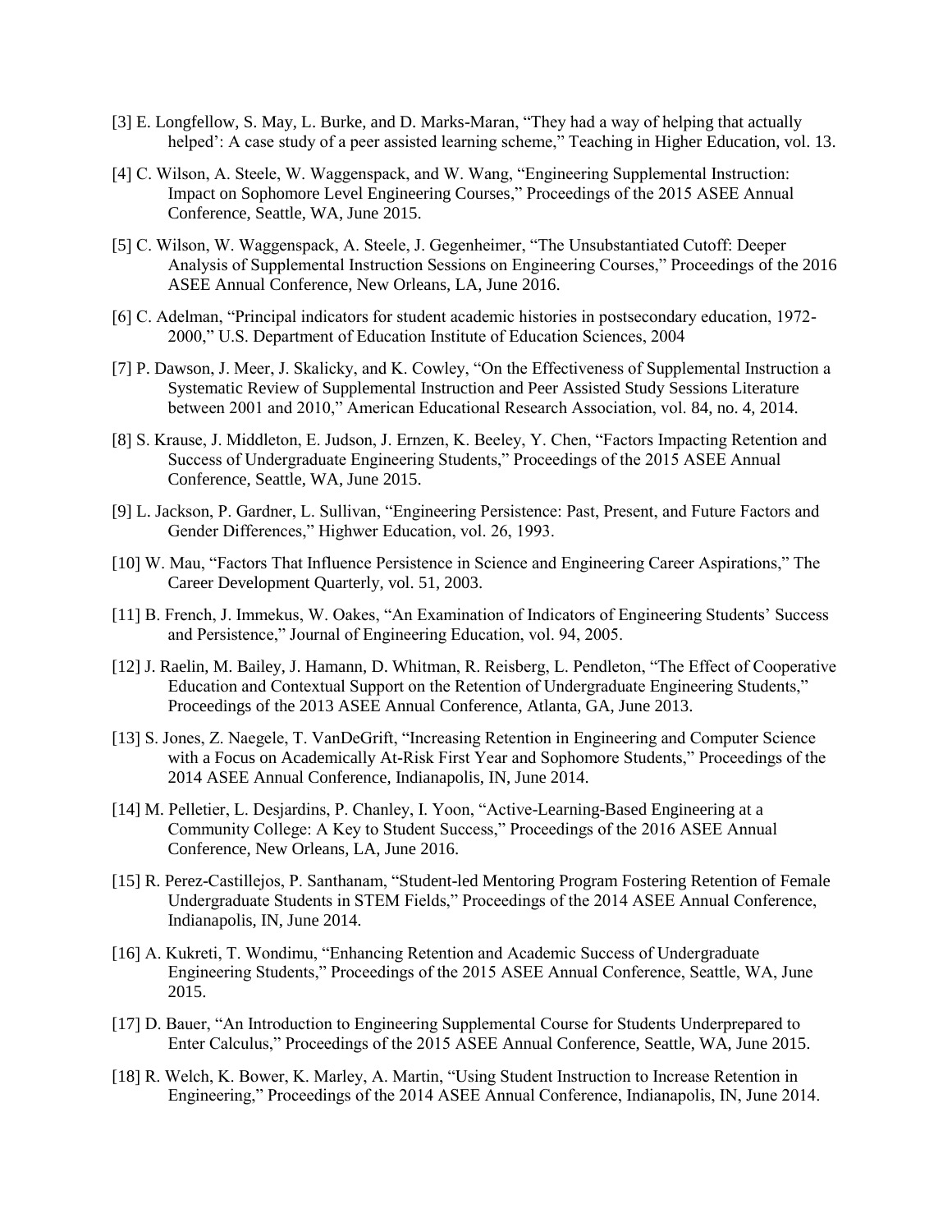[3] E. Longfellow, S. May, L. Burke, and D. Marks-Maran, "They had a way of helping that actually helped': A case study of a peer assisted learning scheme," Teaching in Higher Education, vol. 13.

[4] C. Wilson, A. Steele, W. Waggenspack, and W. Wang, "Engineering Supplemental Instruction: Impact on Sophomore Level Engineering Courses," Proceedings of the 2015 ASEE Annual Conference, Seattle, WA, June 2015.

[5] C. Wilson, W. Waggenspack, A. Steele, J. Gegenheimer, "The Unsubstantiated Cutoff: Deeper Analysis of Supplemental Instruction Sessions on Engineering Courses," Proceedings of the 2016 ASEE Annual Conference, New Orleans, LA, June 2016.

[6] C. Adelman, "Principal indicators for student academic histories in postsecondary education, 1972-2000," U.S. Department of Education Institute of Education Sciences, 2004

[7] P. Dawson, J. Meer, J. Skalicky, and K. Cowley, "On the Effectiveness of Supplemental Instruction a Systematic Review of Supplemental Instruction and Peer Assisted Study Sessions Literature between 2001 and 2010," American Educational Research Association, vol. 84, no. 4, 2014.

[8] S. Krause, J. Middleton, E. Judson, J. Ernzen, K. Beeley, Y. Chen, "Factors Impacting Retention and Success of Undergraduate Engineering Students," Proceedings of the 2015 ASEE Annual Conference, Seattle, WA, June 2015.

[9] L. Jackson, P. Gardner, L. Sullivan, "Engineering Persistence: Past, Present, and Future Factors and Gender Differences," Highwer Education, vol. 26, 1993.

[10] W. Mau, "Factors That Influence Persistence in Science and Engineering Career Aspirations," The Career Development Quarterly, vol. 51, 2003.

[11] B. French, J. Immekus, W. Oakes, "An Examination of Indicators of Engineering Students' Success and Persistence," Journal of Engineering Education, vol. 94, 2005.

[12] J. Raelin, M. Bailey, J. Hamann, D. Whitman, R. Reisberg, L. Pendleton, "The Effect of Cooperative Education and Contextual Support on the Retention of Undergraduate Engineering Students," Proceedings of the 2013 ASEE Annual Conference, Atlanta, GA, June 2013.

[13] S. Jones, Z. Naegele, T. VanDeGrift, "Increasing Retention in Engineering and Computer Science with a Focus on Academically At-Risk First Year and Sophomore Students," Proceedings of the 2014 ASEE Annual Conference, Indianapolis, IN, June 2014.

[14] M. Pelletier, L. Desjardins, P. Chanley, I. Yoon, "Active-Learning-Based Engineering at a Community College: A Key to Student Success," Proceedings of the 2016 ASEE Annual Conference, New Orleans, LA, June 2016.

[15] R. Perez-Castillejos, P. Santhanam, "Student-led Mentoring Program Fostering Retention of Female Undergraduate Students in STEM Fields," Proceedings of the 2014 ASEE Annual Conference, Indianapolis, IN, June 2014.

[16] A. Kukreti, T. Wondimu, "Enhancing Retention and Academic Success of Undergraduate Engineering Students," Proceedings of the 2015 ASEE Annual Conference, Seattle, WA, June 2015.

[17] D. Bauer, "An Introduction to Engineering Supplemental Course for Students Underprepared to Enter Calculus," Proceedings of the 2015 ASEE Annual Conference, Seattle, WA, June 2015.

[18] R. Welch, K. Bower, K. Marley, A. Martin, "Using Student Instruction to Increase Retention in Engineering," Proceedings of the 2014 ASEE Annual Conference, Indianapolis, IN, June 2014.